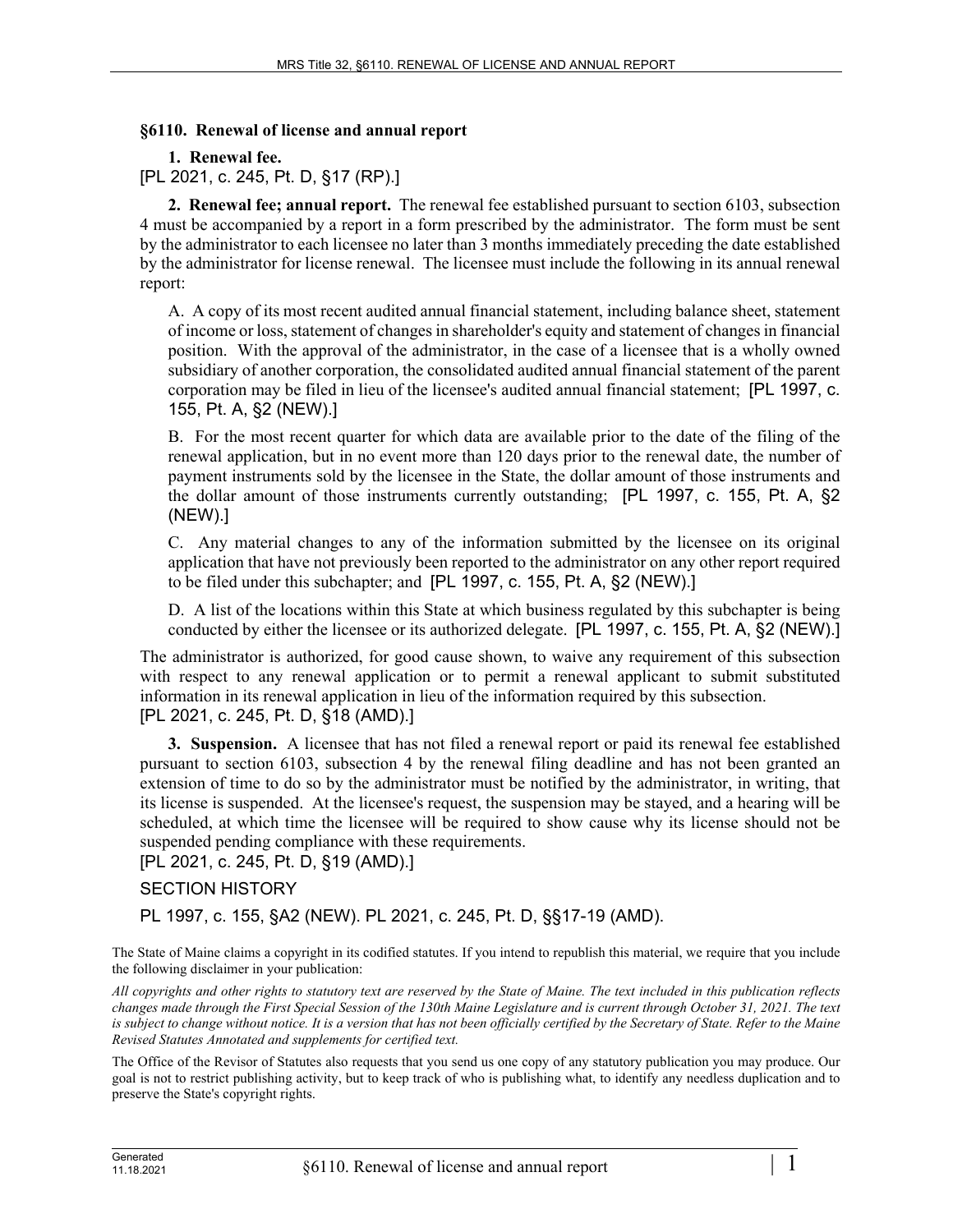### §6110. Renewal of license and annual report

**1. Renewal fee.**

[PL 2021, c. 245, Pt. D, §17 (RP).]

**2. Renewal fee; annual report.** The renewal fee established pursuant to section 6103, subsection 4 must be accompanied by a report in a form prescribed by the administrator. The form must be sent by the administrator to each licensee no later than 3 months immediately preceding the date established by the administrator for license renewal. The licensee must include the following in its annual renewal report:

A. A copy of its most recent audited annual financial statement, including balance sheet, statement of income or loss, statement of changes in shareholder's equity and statement of changes in financial position. With the approval of the administrator, in the case of a licensee that is a wholly owned subsidiary of another corporation, the consolidated audited annual financial statement of the parent corporation may be filed in lieu of the licensee's audited annual financial statement; [PL 1997, c. 155, Pt. A, §2 (NEW).]

B. For the most recent quarter for which data are available prior to the date of the filing of the renewal application, but in no event more than 120 days prior to the renewal date, the number of payment instruments sold by the licensee in the State, the dollar amount of those instruments and the dollar amount of those instruments currently outstanding; [PL 1997, c. 155, Pt. A, §2 (NEW).]

C. Any material changes to any of the information submitted by the licensee on its original application that have not previously been reported to the administrator on any other report required to be filed under this subchapter; and [PL 1997, c. 155, Pt. A, §2 (NEW).]

D. A list of the locations within this State at which business regulated by this subchapter is being conducted by either the licensee or its authorized delegate. [PL 1997, c. 155, Pt. A, §2 (NEW).]

The administrator is authorized, for good cause shown, to waive any requirement of this subsection with respect to any renewal application or to permit a renewal applicant to submit substituted information in its renewal application in lieu of the information required by this subsection.

[PL 2021, c. 245, Pt. D, §18 (AMD).]

**3. Suspension.** A licensee that has not filed a renewal report or paid its renewal fee established pursuant to section 6103, subsection 4 by the renewal filing deadline and has not been granted an extension of time to do so by the administrator must be notified by the administrator, in writing, that its license is suspended. At the licensee's request, the suspension may be stayed, and a hearing will be scheduled, at which time the licensee will be required to show cause why its license should not be suspended pending compliance with these requirements.

[PL 2021, c. 245, Pt. D, §19 (AMD).]

SECTION HISTORY

PL 1997, c. 155, §A2 (NEW). PL 2021, c. 245, Pt. D, §§17-19 (AMD).

The State of Maine claims a copyright in its codified statutes. If you intend to republish this material, we require that you include the following disclaimer in your publication:

*All copyrights and other rights to statutory text are reserved by the State of Maine. The text included in this publication reflects changes made through the First Special Session of the 130th Maine Legislature and is current through October 31, 2021. The text is subject to change without notice. It is a version that has not been officially certified by the Secretary of State. Refer to the Maine Revised Statutes Annotated and supplements for certified text.*

The Office of the Revisor of Statutes also requests that you send us one copy of any statutory publication you may produce. Our goal is not to restrict publishing activity, but to keep track of who is publishing what, to identify any needless duplication and to preserve the State's copyright rights.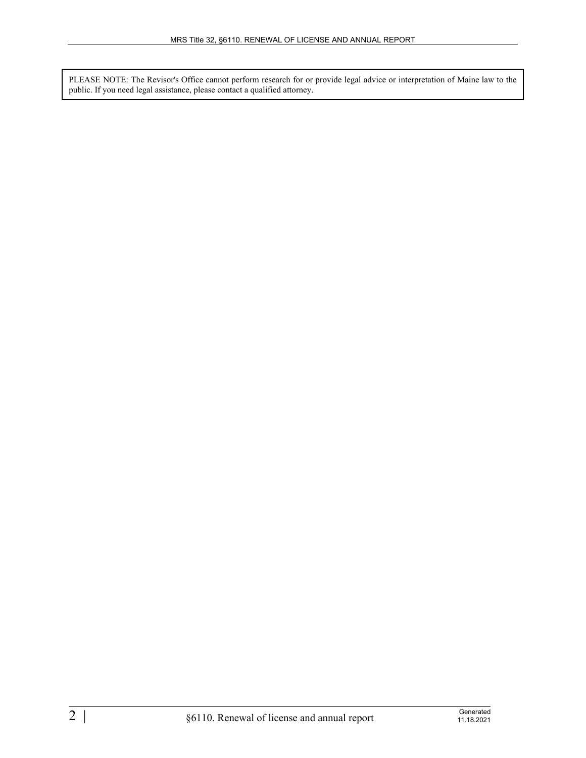PLEASE NOTE: The Revisor's Office cannot perform research for or provide legal advice or interpretation of Maine law to the public. If you need legal assistance, please contact a qualified attorney.